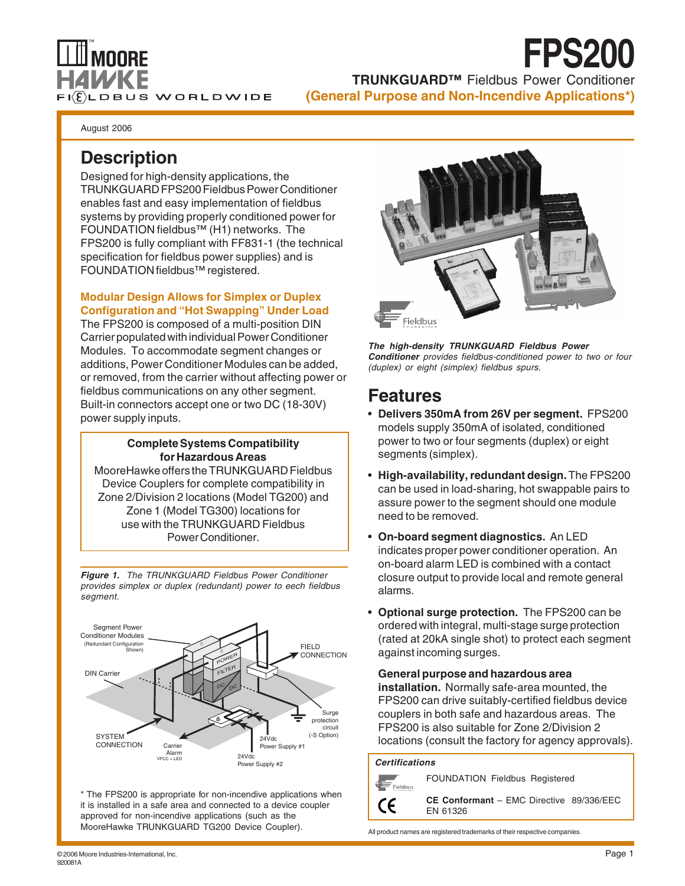# FPS200

**TRUNKGUARD™** Fieldbus Power Conditioner

**(General Purpose and Non-Incendive Applications*)**

August 2006

## Description

Designed for high-density applications, the TRUNKGUARD FPS200 Fieldbus Power Conditioner enables fast and easy implementation of fieldbus systems by providing properly conditioned power for FOUNDATION fieldbus™ (H1) networks. The FPS200 is fully compliant with FF831-1 (the technical specification for fieldbus power supplies) and is FOUNDATION fieldbus™ registered.

### Modular Design Allows for Simplex or Duplex Configuration and "Hot Swapping" Under Load

The FPS200 is composed of a multi-position DIN Carrier populated with individual Power Conditioner Modules. To accommodate segment changes or additions, Power Conditioner Modules can be added, or removed, from the carrier without affecting power or fieldbus communications on any other segment. Built-in connectors accept one or two DC (18-30V) power supply inputs.

**Complete Systems Compatibility for Hazardous Areas**

MooreHawke offers the TRUNKGUARD Fieldbus Device Couplers for complete compatibility in Zone 2/Division 2 locations (Model TG200) and Zone 1 (Model TG300) locations for use with the TRUNKGUARD Fieldbus Power Conditioner.

***Figure 1.*** *The TRUNKGUARD Fieldbus Power Conditioner provides simplex or duplex (redundant) power to eech fieldbus segment.*

Segment Power Conditioner Modules (Redundant Configuration Shown) — DIN Carrier — FIELD CONNECTION — Surge protection circuit (-S Option) — SYSTEM CONNECTION — Carrier Alarm VFCC + LED — 24Vdc Power Supply #1 — 24Vdc Power Supply #2

\* The FPS200 is appropriate for non-incendive applications when it is installed in a safe area and connected to a device coupler approved for non-incendive applications (such as the MooreHawke TRUNKGUARD TG200 Device Coupler).

***The high-density TRUNKGUARD Fieldbus Power Conditioner*** *provides fieldbus-conditioned power to two or four (duplex) or eight (simplex) fieldbus spurs.*

## Features

- **Delivers 350mA from 26V per segment.** FPS200 models supply 350mA of isolated, conditioned power to two or four segments (duplex) or eight segments (simplex).
- **High-availability, redundant design.** The FPS200 can be used in load-sharing, hot swappable pairs to assure power to the segment should one module need to be removed.
- **On-board segment diagnostics.** An LED indicates proper power conditioner operation. An on-board alarm LED is combined with a contact closure output to provide local and remote general alarms.
- **Optional surge protection.** The FPS200 can be ordered with integral, multi-stage surge protection (rated at 20kA single shot) to protect each segment against incoming surges.

  **General purpose and hazardous area installation.** Normally safe-area mounted, the FPS200 can drive suitably-certified fieldbus device couplers in both safe and hazardous areas. The FPS200 is also suitable for Zone 2/Division 2 locations (consult the factory for agency approvals).

***Certifications***

FOUNDATION Fieldbus Registered

**CE Conformant** – EMC Directive 89/336/EEC EN 61326

All product names are registered trademarks of their respective companies.

© 2006 Moore Industries-International, Inc.
920081A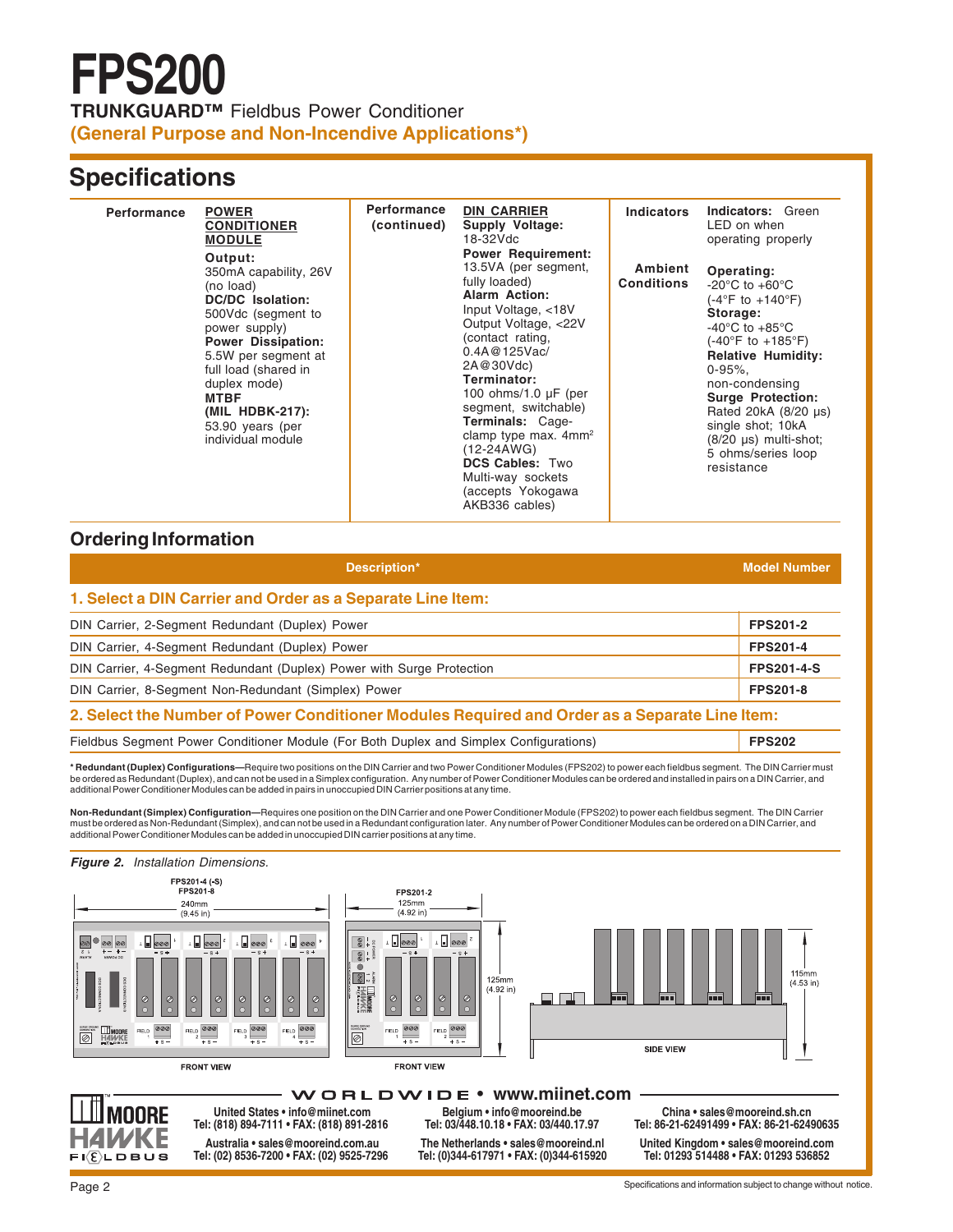# FPS200

**TRUNKGUARD™** Fieldbus Power Conditioner

**(General Purpose and Non-Incendive Applications*)**

## Specifications

**Performance**

**POWER CONDITIONER MODULE**

**Output:** 350mA capability, 26V (no load)

**DC/DC Isolation:** 500Vdc (segment to power supply)

**Power Dissipation:** 5.5W per segment at full load (shared in duplex mode)

**MTBF (MIL HDBK-217):** 53.90 years (per individual module

**Performance (continued)**

**DIN CARRIER**

**Supply Voltage:** 18-32Vdc

**Power Requirement:** 13.5VA (per segment, fully loaded)

**Alarm Action:** Input Voltage, <18V Output Voltage, <22V (contact rating, 0.4A@125Vac/ 2A@30Vdc)

**Terminator:** 100 ohms/1.0 μF (per segment, switchable)

**Terminals:** Cage-clamp type max. 4mm$^2$ (12-24AWG)

**DCS Cables:** Two Multi-way sockets (accepts Yokogawa AKB336 cables)

**Indicators**

**Indicators:** Green LED on when operating properly

**Ambient Conditions**

**Operating:** -20°C to +60°C (-4°F to +140°F)

**Storage:** -40°C to +85°C (-40°F to +185°F)

**Relative Humidity:** 0-95%, non-condensing

**Surge Protection:** Rated 20kA (8/20 μs) single shot; 10kA (8/20 μs) multi-shot; 5 ohms/series loop resistance

## Ordering Information

| Description* | Model Number |
|---|---|
| **1. Select a DIN Carrier and Order as a Separate Line Item:** | |
| DIN Carrier, 2-Segment Redundant (Duplex) Power | **FPS201-2** |
| DIN Carrier, 4-Segment Redundant (Duplex) Power | **FPS201-4** |
| DIN Carrier, 4-Segment Redundant (Duplex) Power with Surge Protection | **FPS201-4-S** |
| DIN Carrier, 8-Segment Non-Redundant (Simplex) Power | **FPS201-8** |
| **2. Select the Number of Power Conditioner Modules Required and Order as a Separate Line Item:** | |
| Fieldbus Segment Power Conditioner Module (For Both Duplex and Simplex Configurations) | **FPS202** |

\* **Redundant (Duplex) Configurations—**Require two positions on the DIN Carrier and two Power Conditioner Modules (FPS202) to power each fieldbus segment. The DIN Carrier must be ordered as Redundant (Duplex), and can not be used in a Simplex configuration. Any number of Power Conditioner Modules can be ordered and installed in pairs on a DIN Carrier, and additional Power Conditioner Modules can be added in pairs in unoccupied DIN Carrier positions at any time.

**Non-Redundant (Simplex) Configuration—**Requires one position on the DIN Carrier and one Power Conditioner Module (FPS202) to power each fieldbus segment. The DIN Carrier must be ordered as Non-Redundant (Simplex), and can not be used in a Redundant configuration later. Any number of Power Conditioner Modules can be ordered on a DIN Carrier, and additional Power Conditioner Modules can be added in unoccupied DIN carrier positions at any time.

***Figure 2.*** *Installation Dimensions.*

FPS201-4 (-S)
FPS201-8
240mm
(9.45 in)
FRONT VIEW

FPS201-2
125mm
(4.92 in)
125mm
(4.92 in)
FRONT VIEW

115mm
(4.53 in)
SIDE VIEW

MOORE HAWKE FIELDBUS

WORLDWIDE • www.miinet.com

United States • info@miinet.com
Tel: (818) 894-7111 • FAX: (818) 891-2816

Belgium • info@mooreind.be
Tel: 03/448.10.18 • FAX: 03/440.17.97

China • sales@mooreind.sh.cn
Tel: 86-21-62491499 • FAX: 86-21-62490635

Australia • sales@mooreind.com.au
Tel: (02) 8536-7200 • FAX: (02) 9525-7296

The Netherlands • sales@mooreind.nl
Tel: (0)344-617971 • FAX: (0)344-615920

United Kingdom • sales@mooreind.com
Tel: 01293 514488 • FAX: 01293 536852

Specifications and information subject to change without notice.